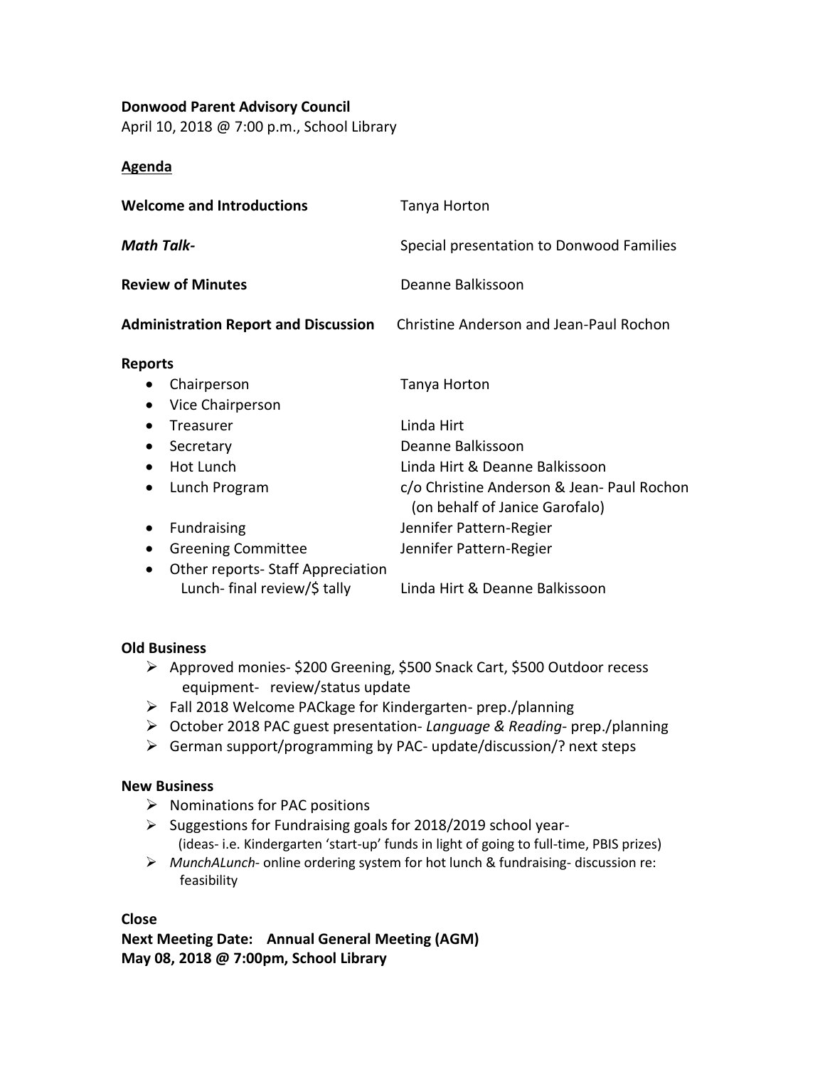**Donwood Parent Advisory Council**

April 10, 2018 @ 7:00 p.m., School Library

**Agenda**

| | |
|---|---|
| **Welcome and Introductions** | Tanya Horton |
| ***Math Talk-*** | Special presentation to Donwood Families |
| **Review of Minutes** | Deanne Balkissoon |
| **Administration Report and Discussion** | Christine Anderson and Jean-Paul Rochon |

**Reports**

- Chairperson — Tanya Horton
- Vice Chairperson
- Treasurer — Linda Hirt
- Secretary — Deanne Balkissoon
- Hot Lunch — Linda Hirt & Deanne Balkissoon
- Lunch Program — c/o Christine Anderson & Jean- Paul Rochon (on behalf of Janice Garofalo)
- Fundraising — Jennifer Pattern-Regier
- Greening Committee — Jennifer Pattern-Regier
- Other reports- Staff Appreciation Lunch- final review/$ tally — Linda Hirt & Deanne Balkissoon

**Old Business**

- Approved monies- $200 Greening, $500 Snack Cart, $500 Outdoor recess equipment- review/status update
- Fall 2018 Welcome PACkage for Kindergarten- prep./planning
- October 2018 PAC guest presentation- *Language & Reading*- prep./planning
- German support/programming by PAC- update/discussion/? next steps

**New Business**

- Nominations for PAC positions
- Suggestions for Fundraising goals for 2018/2019 school year- (ideas- i.e. Kindergarten 'start-up' funds in light of going to full-time, PBIS prizes)
- *MunchALunch*- online ordering system for hot lunch & fundraising- discussion re: feasibility

**Close**

**Next Meeting Date: Annual General Meeting (AGM)**
**May 08, 2018 @ 7:00pm, School Library**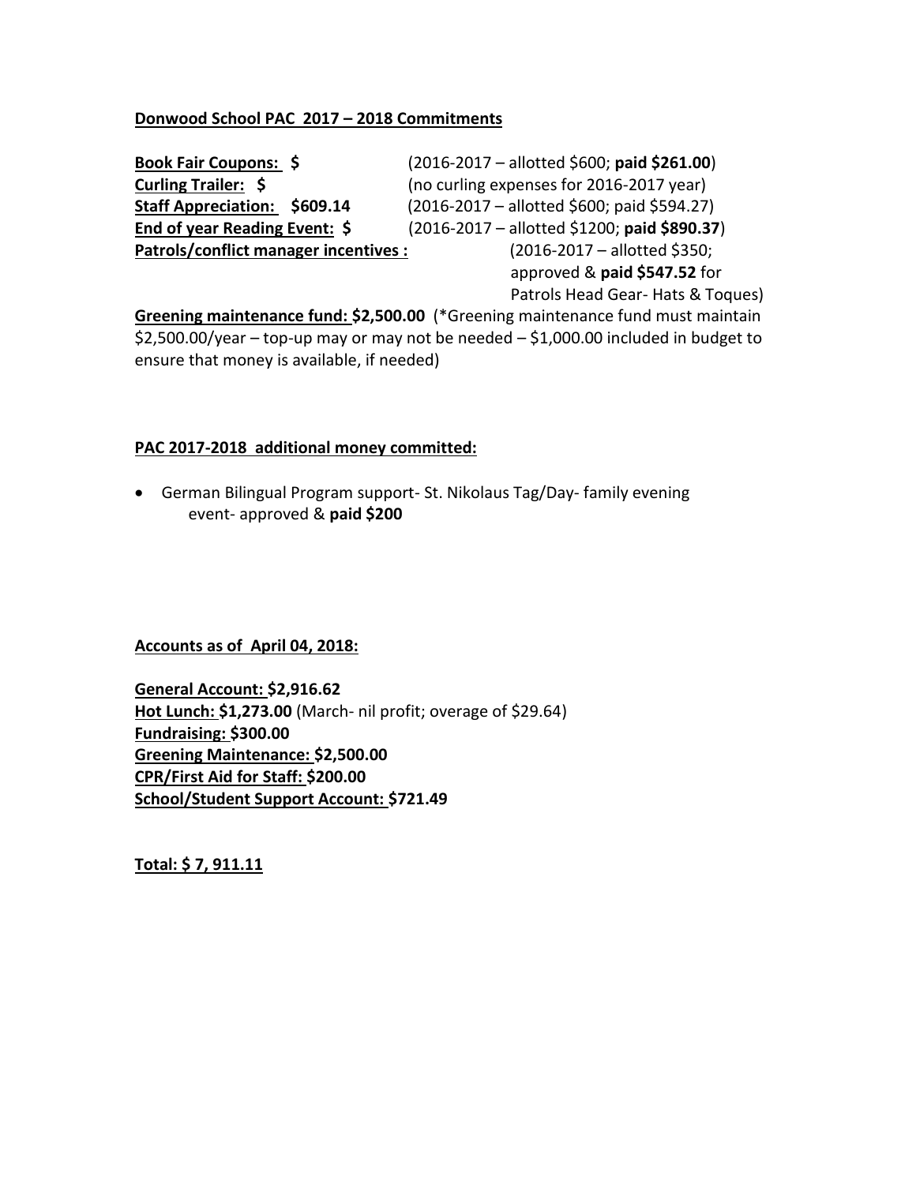**Donwood School PAC 2017 – 2018 Commitments**

**Book Fair Coupons: $** (2016-2017 – allotted $600; **paid $261.00**)

**Curling Trailer: $** (no curling expenses for 2016-2017 year)

**Staff Appreciation: $609.14** (2016-2017 – allotted $600; paid $594.27)

**End of year Reading Event: $** (2016-2017 – allotted $1200; **paid $890.37**)

**Patrols/conflict manager incentives :** (2016-2017 – allotted $350; approved & **paid $547.52** for Patrols Head Gear- Hats & Toques)

**Greening maintenance fund: $2,500.00** (*Greening maintenance fund must maintain $2,500.00/year – top-up may or may not be needed – $1,000.00 included in budget to ensure that money is available, if needed)

**PAC 2017-2018 additional money committed:**

- German Bilingual Program support- St. Nikolaus Tag/Day- family evening event- approved & **paid $200**

**Accounts as of April 04, 2018:**

**General Account: $2,916.62**
**Hot Lunch: $1,273.00** (March- nil profit; overage of $29.64)
**Fundraising: $300.00**
**Greening Maintenance: $2,500.00**
**CPR/First Aid for Staff: $200.00**
**School/Student Support Account: $721.49**

**Total: $ 7, 911.11**